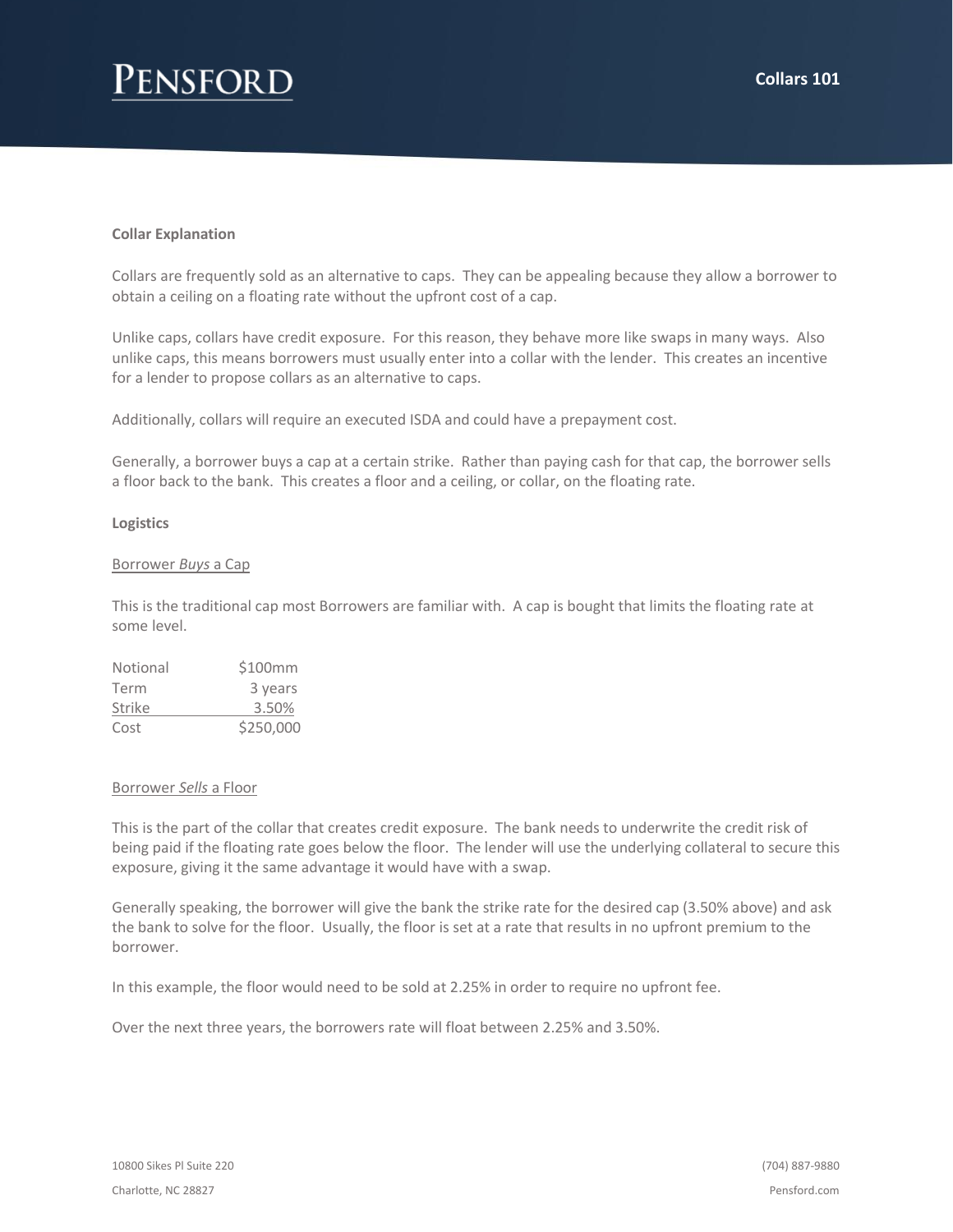# Collars 101

**Collar Explanation**

Collars are frequently sold as an alternative to caps. They can be appealing because they allow a borrower to obtain a ceiling on a floating rate without the upfront cost of a cap.

Unlike caps, collars have credit exposure. For this reason, they behave more like swaps in many ways. Also unlike caps, this means borrowers must usually enter into a collar with the lender. This creates an incentive for a lender to propose collars as an alternative to caps.

Additionally, collars will require an executed ISDA and could have a prepayment cost.

Generally, a borrower buys a cap at a certain strike. Rather than paying cash for that cap, the borrower sells a floor back to the bank. This creates a floor and a ceiling, or collar, on the floating rate.

**Logistics**

Borrower *Buys* a Cap

This is the traditional cap most Borrowers are familiar with. A cap is bought that limits the floating rate at some level.

| | |
|---|---|
| Notional | \$100mm |
| Term | 3 years |
| Strike | 3.50% |
| Cost | \$250,000 |

Borrower *Sells* a Floor

This is the part of the collar that creates credit exposure. The bank needs to underwrite the credit risk of being paid if the floating rate goes below the floor. The lender will use the underlying collateral to secure this exposure, giving it the same advantage it would have with a swap.

Generally speaking, the borrower will give the bank the strike rate for the desired cap (3.50% above) and ask the bank to solve for the floor. Usually, the floor is set at a rate that results in no upfront premium to the borrower.

In this example, the floor would need to be sold at 2.25% in order to require no upfront fee.

Over the next three years, the borrowers rate will float between 2.25% and 3.50%.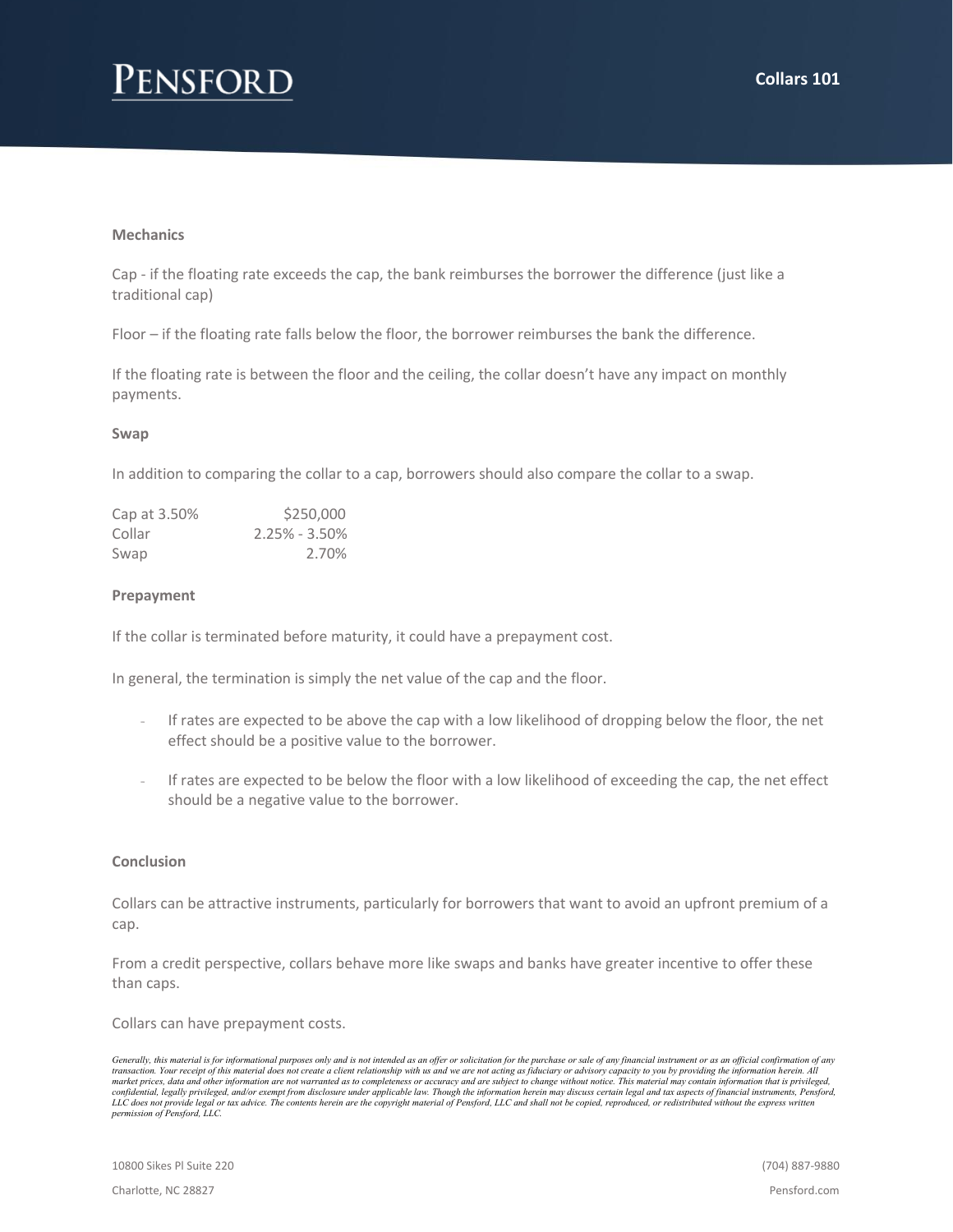**Mechanics**

Cap - if the floating rate exceeds the cap, the bank reimburses the borrower the difference (just like a traditional cap)

Floor – if the floating rate falls below the floor, the borrower reimburses the bank the difference.

If the floating rate is between the floor and the ceiling, the collar doesn't have any impact on monthly payments.

**Swap**

In addition to comparing the collar to a cap, borrowers should also compare the collar to a swap.

| | |
|---|---|
| Cap at 3.50% | $250,000 |
| Collar | 2.25% - 3.50% |
| Swap | 2.70% |

**Prepayment**

If the collar is terminated before maturity, it could have a prepayment cost.

In general, the termination is simply the net value of the cap and the floor.

- If rates are expected to be above the cap with a low likelihood of dropping below the floor, the net effect should be a positive value to the borrower.
- If rates are expected to be below the floor with a low likelihood of exceeding the cap, the net effect should be a negative value to the borrower.

**Conclusion**

Collars can be attractive instruments, particularly for borrowers that want to avoid an upfront premium of a cap.

From a credit perspective, collars behave more like swaps and banks have greater incentive to offer these than caps.

Collars can have prepayment costs.

*Generally, this material is for informational purposes only and is not intended as an offer or solicitation for the purchase or sale of any financial instrument or as an official confirmation of any transaction. Your receipt of this material does not create a client relationship with us and we are not acting as fiduciary or advisory capacity to you by providing the information herein. All market prices, data and other information are not warranted as to completeness or accuracy and are subject to change without notice. This material may contain information that is privileged, confidential, legally privileged, and/or exempt from disclosure under applicable law. Though the information herein may discuss certain legal and tax aspects of financial instruments, Pensford, LLC does not provide legal or tax advice. The contents herein are the copyright material of Pensford, LLC and shall not be copied, reproduced, or redistributed without the express written permission of Pensford, LLC.*

10800 Sikes Pl Suite 220
Charlotte, NC 28827

(704) 887-9880
Pensford.com